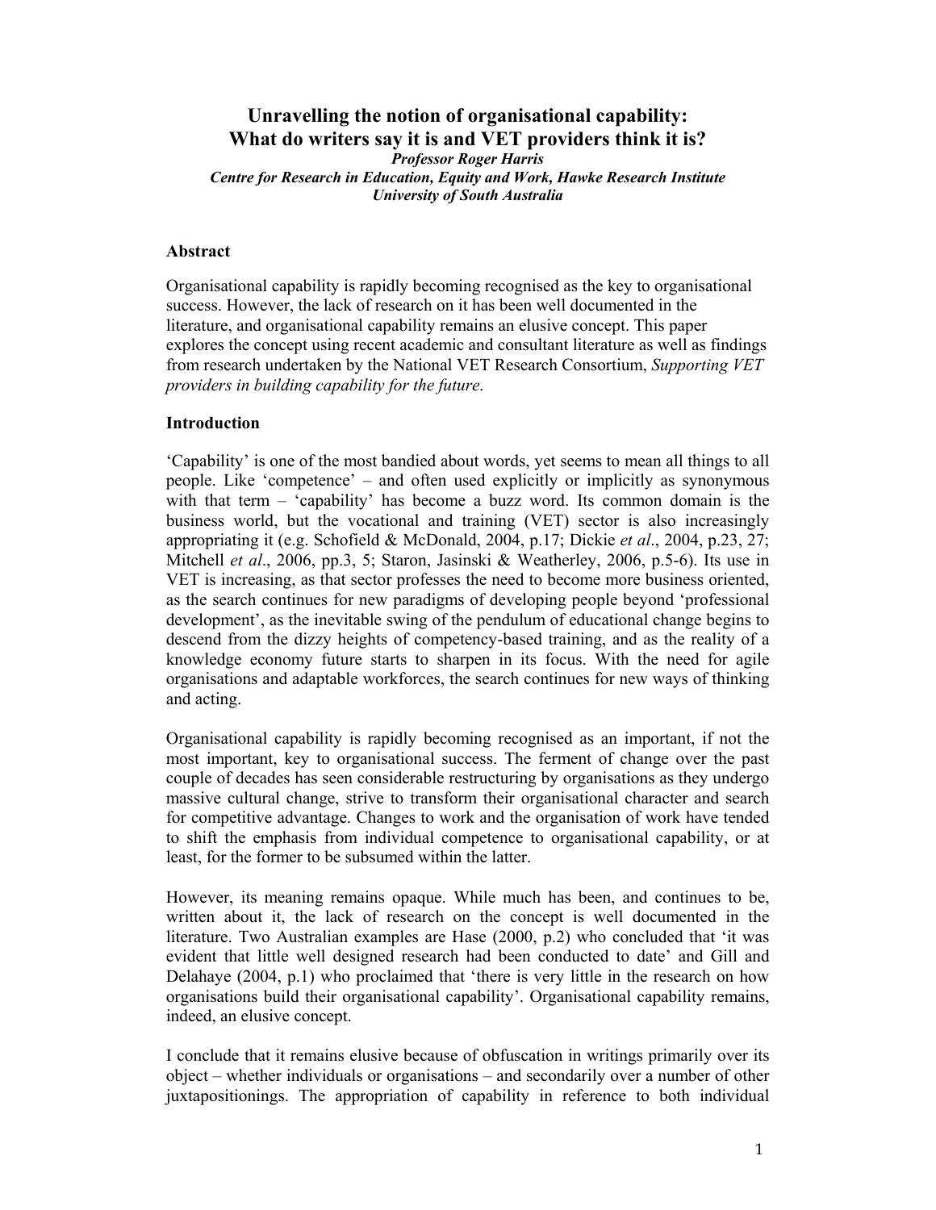# Unravelling the notion of organisational capability: What do writers say it is and VET providers think it is?

***Professor Roger Harris***

***Centre for Research in Education, Equity and Work, Hawke Research Institute***

***University of South Australia***

## Abstract

Organisational capability is rapidly becoming recognised as the key to organisational success. However, the lack of research on it has been well documented in the literature, and organisational capability remains an elusive concept. This paper explores the concept using recent academic and consultant literature as well as findings from research undertaken by the National VET Research Consortium, *Supporting VET providers in building capability for the future*.

## Introduction

'Capability' is one of the most bandied about words, yet seems to mean all things to all people. Like 'competence' – and often used explicitly or implicitly as synonymous with that term – 'capability' has become a buzz word. Its common domain is the business world, but the vocational and training (VET) sector is also increasingly appropriating it (e.g. Schofield & McDonald, 2004, p.17; Dickie *et al*., 2004, p.23, 27; Mitchell *et al*., 2006, pp.3, 5; Staron, Jasinski & Weatherley, 2006, p.5-6). Its use in VET is increasing, as that sector professes the need to become more business oriented, as the search continues for new paradigms of developing people beyond 'professional development', as the inevitable swing of the pendulum of educational change begins to descend from the dizzy heights of competency-based training, and as the reality of a knowledge economy future starts to sharpen in its focus. With the need for agile organisations and adaptable workforces, the search continues for new ways of thinking and acting.

Organisational capability is rapidly becoming recognised as an important, if not the most important, key to organisational success. The ferment of change over the past couple of decades has seen considerable restructuring by organisations as they undergo massive cultural change, strive to transform their organisational character and search for competitive advantage. Changes to work and the organisation of work have tended to shift the emphasis from individual competence to organisational capability, or at least, for the former to be subsumed within the latter.

However, its meaning remains opaque. While much has been, and continues to be, written about it, the lack of research on the concept is well documented in the literature. Two Australian examples are Hase (2000, p.2) who concluded that 'it was evident that little well designed research had been conducted to date' and Gill and Delahaye (2004, p.1) who proclaimed that 'there is very little in the research on how organisations build their organisational capability'. Organisational capability remains, indeed, an elusive concept.

I conclude that it remains elusive because of obfuscation in writings primarily over its object – whether individuals or organisations – and secondarily over a number of other juxtapositionings. The appropriation of capability in reference to both individual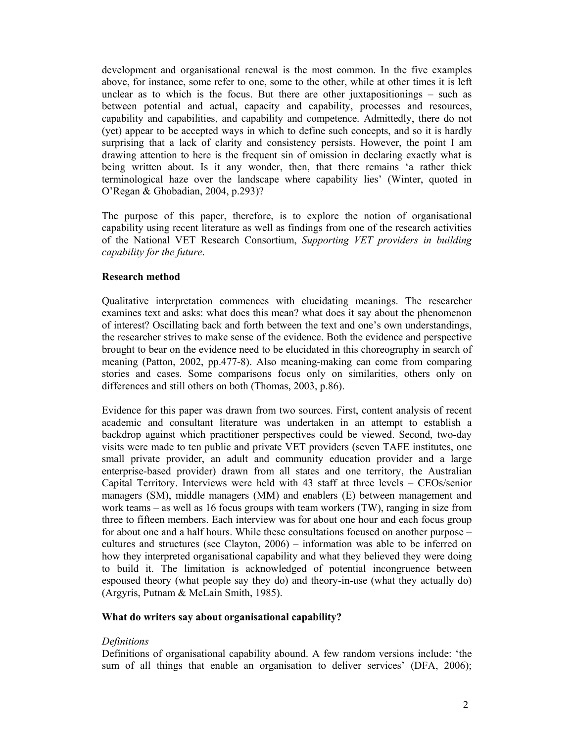development and organisational renewal is the most common. In the five examples above, for instance, some refer to one, some to the other, while at other times it is left unclear as to which is the focus. But there are other juxtapositionings – such as between potential and actual, capacity and capability, processes and resources, capability and capabilities, and capability and competence. Admittedly, there do not (yet) appear to be accepted ways in which to define such concepts, and so it is hardly surprising that a lack of clarity and consistency persists. However, the point I am drawing attention to here is the frequent sin of omission in declaring exactly what is being written about. Is it any wonder, then, that there remains 'a rather thick terminological haze over the landscape where capability lies' (Winter, quoted in O'Regan & Ghobadian, 2004, p.293)?

The purpose of this paper, therefore, is to explore the notion of organisational capability using recent literature as well as findings from one of the research activities of the National VET Research Consortium, *Supporting VET providers in building capability for the future*.

## Research method

Qualitative interpretation commences with elucidating meanings. The researcher examines text and asks: what does this mean? what does it say about the phenomenon of interest? Oscillating back and forth between the text and one's own understandings, the researcher strives to make sense of the evidence. Both the evidence and perspective brought to bear on the evidence need to be elucidated in this choreography in search of meaning (Patton, 2002, pp.477-8). Also meaning-making can come from comparing stories and cases. Some comparisons focus only on similarities, others only on differences and still others on both (Thomas, 2003, p.86).

Evidence for this paper was drawn from two sources. First, content analysis of recent academic and consultant literature was undertaken in an attempt to establish a backdrop against which practitioner perspectives could be viewed. Second, two-day visits were made to ten public and private VET providers (seven TAFE institutes, one small private provider, an adult and community education provider and a large enterprise-based provider) drawn from all states and one territory, the Australian Capital Territory. Interviews were held with 43 staff at three levels – CEOs/senior managers (SM), middle managers (MM) and enablers (E) between management and work teams – as well as 16 focus groups with team workers (TW), ranging in size from three to fifteen members. Each interview was for about one hour and each focus group for about one and a half hours. While these consultations focused on another purpose – cultures and structures (see Clayton, 2006) – information was able to be inferred on how they interpreted organisational capability and what they believed they were doing to build it. The limitation is acknowledged of potential incongruence between espoused theory (what people say they do) and theory-in-use (what they actually do) (Argyris, Putnam & McLain Smith, 1985).

## What do writers say about organisational capability?

### *Definitions*

Definitions of organisational capability abound. A few random versions include: 'the sum of all things that enable an organisation to deliver services' (DFA, 2006);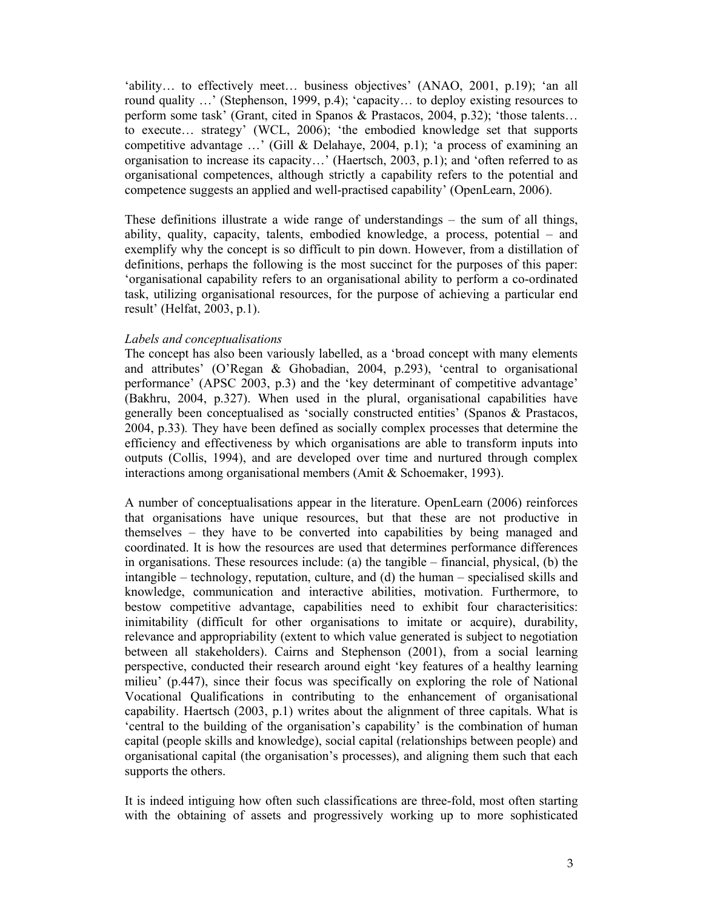'ability… to effectively meet… business objectives' (ANAO, 2001, p.19); 'an all round quality …' (Stephenson, 1999, p.4); 'capacity… to deploy existing resources to perform some task' (Grant, cited in Spanos & Prastacos, 2004, p.32); 'those talents… to execute… strategy' (WCL, 2006); 'the embodied knowledge set that supports competitive advantage …' (Gill & Delahaye, 2004, p.1); 'a process of examining an organisation to increase its capacity…' (Haertsch, 2003, p.1); and 'often referred to as organisational competences, although strictly a capability refers to the potential and competence suggests an applied and well-practised capability' (OpenLearn, 2006).

These definitions illustrate a wide range of understandings – the sum of all things, ability, quality, capacity, talents, embodied knowledge, a process, potential – and exemplify why the concept is so difficult to pin down. However, from a distillation of definitions, perhaps the following is the most succinct for the purposes of this paper: 'organisational capability refers to an organisational ability to perform a co-ordinated task, utilizing organisational resources, for the purpose of achieving a particular end result' (Helfat, 2003, p.1).

*Labels and conceptualisations*

The concept has also been variously labelled, as a 'broad concept with many elements and attributes' (O'Regan & Ghobadian, 2004, p.293), 'central to organisational performance' (APSC 2003, p.3) and the 'key determinant of competitive advantage' (Bakhru, 2004, p.327). When used in the plural, organisational capabilities have generally been conceptualised as 'socially constructed entities' (Spanos & Prastacos, 2004, p.33). They have been defined as socially complex processes that determine the efficiency and effectiveness by which organisations are able to transform inputs into outputs (Collis, 1994), and are developed over time and nurtured through complex interactions among organisational members (Amit & Schoemaker, 1993).

A number of conceptualisations appear in the literature. OpenLearn (2006) reinforces that organisations have unique resources, but that these are not productive in themselves – they have to be converted into capabilities by being managed and coordinated. It is how the resources are used that determines performance differences in organisations. These resources include: (a) the tangible – financial, physical, (b) the intangible – technology, reputation, culture, and (d) the human – specialised skills and knowledge, communication and interactive abilities, motivation. Furthermore, to bestow competitive advantage, capabilities need to exhibit four characterisitics: inimitability (difficult for other organisations to imitate or acquire), durability, relevance and appropriability (extent to which value generated is subject to negotiation between all stakeholders). Cairns and Stephenson (2001), from a social learning perspective, conducted their research around eight 'key features of a healthy learning milieu' (p.447), since their focus was specifically on exploring the role of National Vocational Qualifications in contributing to the enhancement of organisational capability. Haertsch (2003, p.1) writes about the alignment of three capitals. What is 'central to the building of the organisation's capability' is the combination of human capital (people skills and knowledge), social capital (relationships between people) and organisational capital (the organisation's processes), and aligning them such that each supports the others.

It is indeed intiguing how often such classifications are three-fold, most often starting with the obtaining of assets and progressively working up to more sophisticated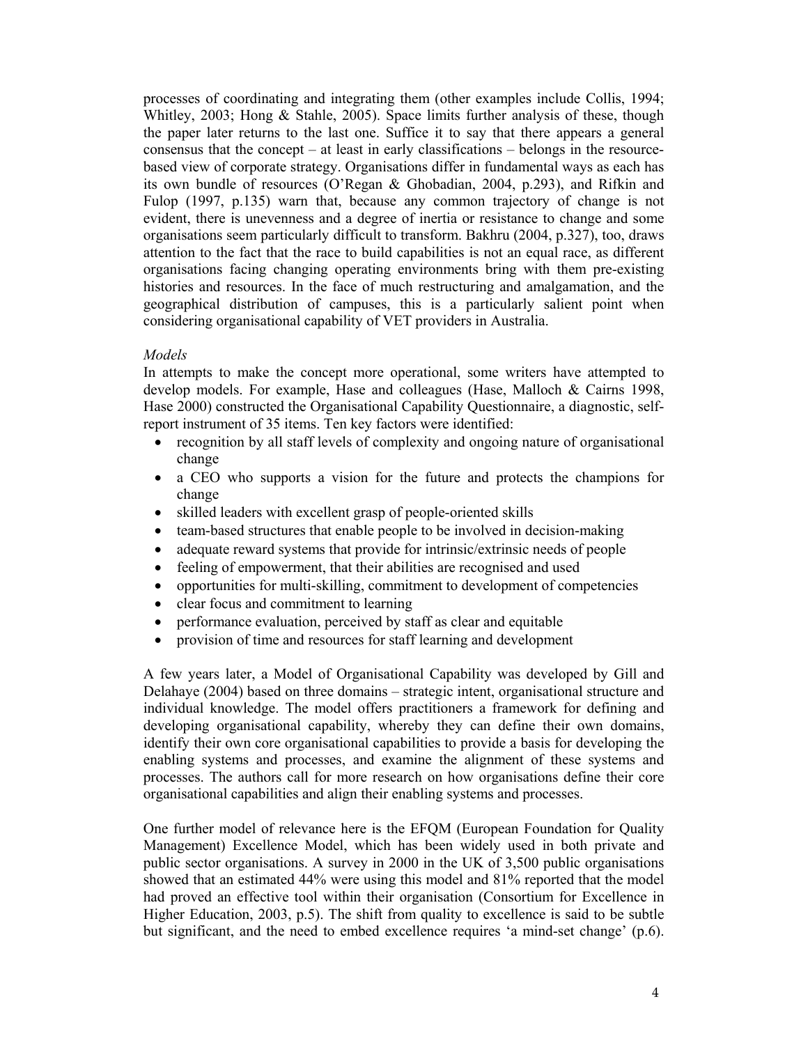processes of coordinating and integrating them (other examples include Collis, 1994; Whitley, 2003; Hong & Stahle, 2005). Space limits further analysis of these, though the paper later returns to the last one. Suffice it to say that there appears a general consensus that the concept – at least in early classifications – belongs in the resource-based view of corporate strategy. Organisations differ in fundamental ways as each has its own bundle of resources (O'Regan & Ghobadian, 2004, p.293), and Rifkin and Fulop (1997, p.135) warn that, because any common trajectory of change is not evident, there is unevenness and a degree of inertia or resistance to change and some organisations seem particularly difficult to transform. Bakhru (2004, p.327), too, draws attention to the fact that the race to build capabilities is not an equal race, as different organisations facing changing operating environments bring with them pre-existing histories and resources. In the face of much restructuring and amalgamation, and the geographical distribution of campuses, this is a particularly salient point when considering organisational capability of VET providers in Australia.

*Models*

In attempts to make the concept more operational, some writers have attempted to develop models. For example, Hase and colleagues (Hase, Malloch & Cairns 1998, Hase 2000) constructed the Organisational Capability Questionnaire, a diagnostic, self-report instrument of 35 items. Ten key factors were identified:

- recognition by all staff levels of complexity and ongoing nature of organisational change
- a CEO who supports a vision for the future and protects the champions for change
- skilled leaders with excellent grasp of people-oriented skills
- team-based structures that enable people to be involved in decision-making
- adequate reward systems that provide for intrinsic/extrinsic needs of people
- feeling of empowerment, that their abilities are recognised and used
- opportunities for multi-skilling, commitment to development of competencies
- clear focus and commitment to learning
- performance evaluation, perceived by staff as clear and equitable
- provision of time and resources for staff learning and development

A few years later, a Model of Organisational Capability was developed by Gill and Delahaye (2004) based on three domains – strategic intent, organisational structure and individual knowledge. The model offers practitioners a framework for defining and developing organisational capability, whereby they can define their own domains, identify their own core organisational capabilities to provide a basis for developing the enabling systems and processes, and examine the alignment of these systems and processes. The authors call for more research on how organisations define their core organisational capabilities and align their enabling systems and processes.

One further model of relevance here is the EFQM (European Foundation for Quality Management) Excellence Model, which has been widely used in both private and public sector organisations. A survey in 2000 in the UK of 3,500 public organisations showed that an estimated 44% were using this model and 81% reported that the model had proved an effective tool within their organisation (Consortium for Excellence in Higher Education, 2003, p.5). The shift from quality to excellence is said to be subtle but significant, and the need to embed excellence requires 'a mind-set change' (p.6).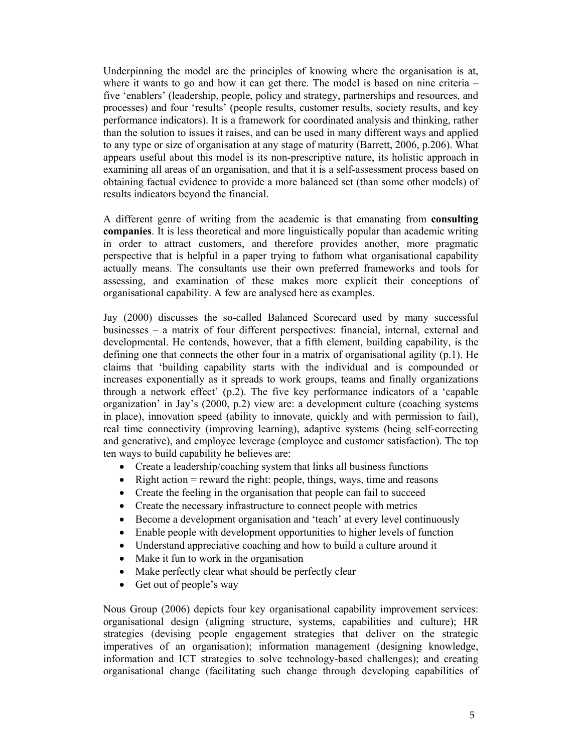Underpinning the model are the principles of knowing where the organisation is at, where it wants to go and how it can get there. The model is based on nine criteria – five 'enablers' (leadership, people, policy and strategy, partnerships and resources, and processes) and four 'results' (people results, customer results, society results, and key performance indicators). It is a framework for coordinated analysis and thinking, rather than the solution to issues it raises, and can be used in many different ways and applied to any type or size of organisation at any stage of maturity (Barrett, 2006, p.206). What appears useful about this model is its non-prescriptive nature, its holistic approach in examining all areas of an organisation, and that it is a self-assessment process based on obtaining factual evidence to provide a more balanced set (than some other models) of results indicators beyond the financial.

A different genre of writing from the academic is that emanating from **consulting companies**. It is less theoretical and more linguistically popular than academic writing in order to attract customers, and therefore provides another, more pragmatic perspective that is helpful in a paper trying to fathom what organisational capability actually means. The consultants use their own preferred frameworks and tools for assessing, and examination of these makes more explicit their conceptions of organisational capability. A few are analysed here as examples.

Jay (2000) discusses the so-called Balanced Scorecard used by many successful businesses – a matrix of four different perspectives: financial, internal, external and developmental. He contends, however, that a fifth element, building capability, is the defining one that connects the other four in a matrix of organisational agility (p.1). He claims that 'building capability starts with the individual and is compounded or increases exponentially as it spreads to work groups, teams and finally organizations through a network effect' (p.2). The five key performance indicators of a 'capable organization' in Jay's (2000, p.2) view are: a development culture (coaching systems in place), innovation speed (ability to innovate, quickly and with permission to fail), real time connectivity (improving learning), adaptive systems (being self-correcting and generative), and employee leverage (employee and customer satisfaction). The top ten ways to build capability he believes are:

- Create a leadership/coaching system that links all business functions
- Right action = reward the right: people, things, ways, time and reasons
- Create the feeling in the organisation that people can fail to succeed
- Create the necessary infrastructure to connect people with metrics
- Become a development organisation and 'teach' at every level continuously
- Enable people with development opportunities to higher levels of function
- Understand appreciative coaching and how to build a culture around it
- Make it fun to work in the organisation
- Make perfectly clear what should be perfectly clear
- Get out of people's way

Nous Group (2006) depicts four key organisational capability improvement services: organisational design (aligning structure, systems, capabilities and culture); HR strategies (devising people engagement strategies that deliver on the strategic imperatives of an organisation); information management (designing knowledge, information and ICT strategies to solve technology-based challenges); and creating organisational change (facilitating such change through developing capabilities of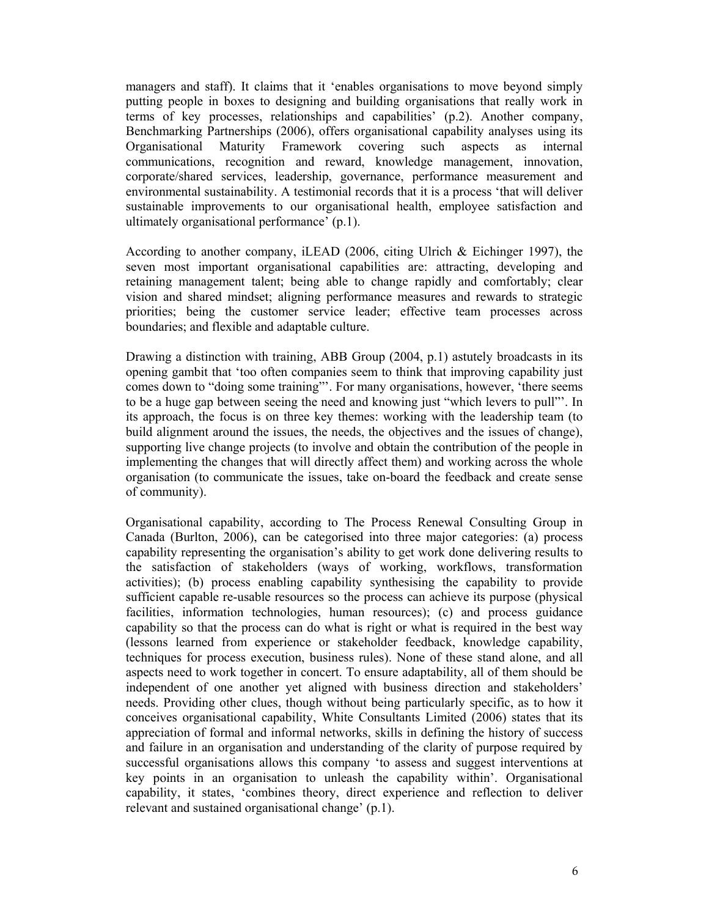managers and staff). It claims that it 'enables organisations to move beyond simply putting people in boxes to designing and building organisations that really work in terms of key processes, relationships and capabilities' (p.2). Another company, Benchmarking Partnerships (2006), offers organisational capability analyses using its Organisational Maturity Framework covering such aspects as internal communications, recognition and reward, knowledge management, innovation, corporate/shared services, leadership, governance, performance measurement and environmental sustainability. A testimonial records that it is a process 'that will deliver sustainable improvements to our organisational health, employee satisfaction and ultimately organisational performance' (p.1).

According to another company, iLEAD (2006, citing Ulrich & Eichinger 1997), the seven most important organisational capabilities are: attracting, developing and retaining management talent; being able to change rapidly and comfortably; clear vision and shared mindset; aligning performance measures and rewards to strategic priorities; being the customer service leader; effective team processes across boundaries; and flexible and adaptable culture.

Drawing a distinction with training, ABB Group (2004, p.1) astutely broadcasts in its opening gambit that 'too often companies seem to think that improving capability just comes down to "doing some training"'. For many organisations, however, 'there seems to be a huge gap between seeing the need and knowing just "which levers to pull"'. In its approach, the focus is on three key themes: working with the leadership team (to build alignment around the issues, the needs, the objectives and the issues of change), supporting live change projects (to involve and obtain the contribution of the people in implementing the changes that will directly affect them) and working across the whole organisation (to communicate the issues, take on-board the feedback and create sense of community).

Organisational capability, according to The Process Renewal Consulting Group in Canada (Burlton, 2006), can be categorised into three major categories: (a) process capability representing the organisation's ability to get work done delivering results to the satisfaction of stakeholders (ways of working, workflows, transformation activities); (b) process enabling capability synthesising the capability to provide sufficient capable re-usable resources so the process can achieve its purpose (physical facilities, information technologies, human resources); (c) and process guidance capability so that the process can do what is right or what is required in the best way (lessons learned from experience or stakeholder feedback, knowledge capability, techniques for process execution, business rules). None of these stand alone, and all aspects need to work together in concert. To ensure adaptability, all of them should be independent of one another yet aligned with business direction and stakeholders' needs. Providing other clues, though without being particularly specific, as to how it conceives organisational capability, White Consultants Limited (2006) states that its appreciation of formal and informal networks, skills in defining the history of success and failure in an organisation and understanding of the clarity of purpose required by successful organisations allows this company 'to assess and suggest interventions at key points in an organisation to unleash the capability within'. Organisational capability, it states, 'combines theory, direct experience and reflection to deliver relevant and sustained organisational change' (p.1).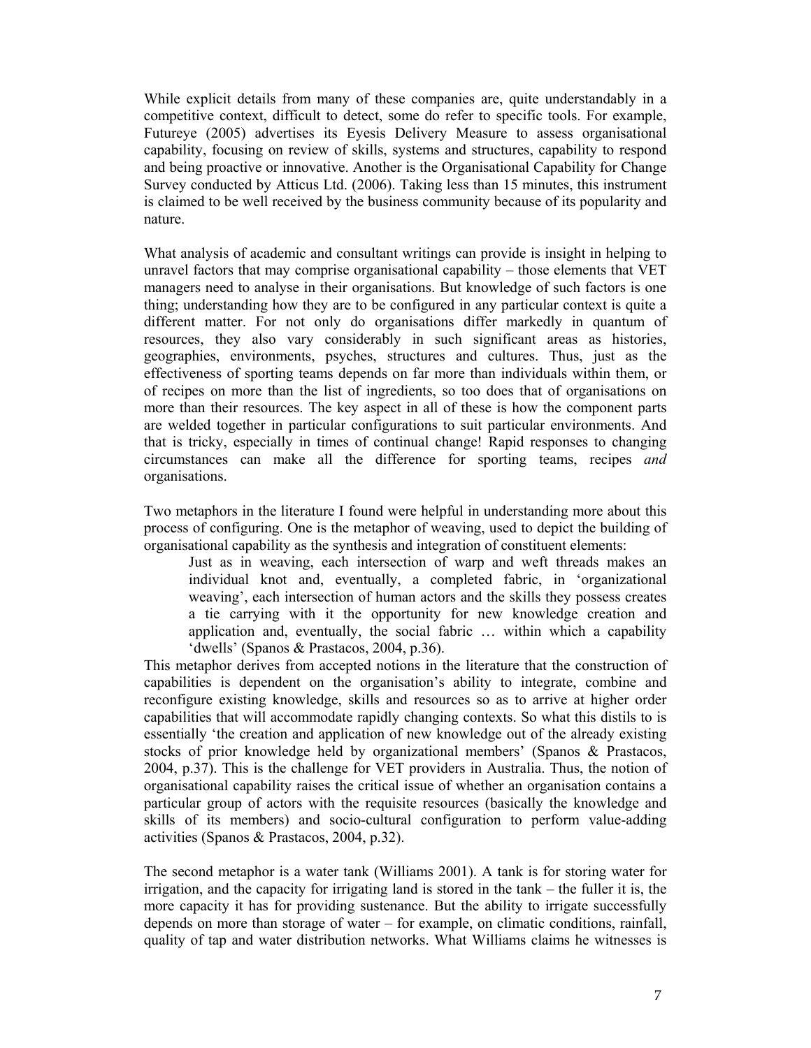While explicit details from many of these companies are, quite understandably in a competitive context, difficult to detect, some do refer to specific tools. For example, Futureye (2005) advertises its Eyesis Delivery Measure to assess organisational capability, focusing on review of skills, systems and structures, capability to respond and being proactive or innovative. Another is the Organisational Capability for Change Survey conducted by Atticus Ltd. (2006). Taking less than 15 minutes, this instrument is claimed to be well received by the business community because of its popularity and nature.

What analysis of academic and consultant writings can provide is insight in helping to unravel factors that may comprise organisational capability – those elements that VET managers need to analyse in their organisations. But knowledge of such factors is one thing; understanding how they are to be configured in any particular context is quite a different matter. For not only do organisations differ markedly in quantum of resources, they also vary considerably in such significant areas as histories, geographies, environments, psyches, structures and cultures. Thus, just as the effectiveness of sporting teams depends on far more than individuals within them, or of recipes on more than the list of ingredients, so too does that of organisations on more than their resources. The key aspect in all of these is how the component parts are welded together in particular configurations to suit particular environments. And that is tricky, especially in times of continual change! Rapid responses to changing circumstances can make all the difference for sporting teams, recipes *and* organisations.

Two metaphors in the literature I found were helpful in understanding more about this process of configuring. One is the metaphor of weaving, used to depict the building of organisational capability as the synthesis and integration of constituent elements:

> Just as in weaving, each intersection of warp and weft threads makes an individual knot and, eventually, a completed fabric, in 'organizational weaving', each intersection of human actors and the skills they possess creates a tie carrying with it the opportunity for new knowledge creation and application and, eventually, the social fabric … within which a capability 'dwells' (Spanos & Prastacos, 2004, p.36).

This metaphor derives from accepted notions in the literature that the construction of capabilities is dependent on the organisation's ability to integrate, combine and reconfigure existing knowledge, skills and resources so as to arrive at higher order capabilities that will accommodate rapidly changing contexts. So what this distils to is essentially 'the creation and application of new knowledge out of the already existing stocks of prior knowledge held by organizational members' (Spanos & Prastacos, 2004, p.37). This is the challenge for VET providers in Australia. Thus, the notion of organisational capability raises the critical issue of whether an organisation contains a particular group of actors with the requisite resources (basically the knowledge and skills of its members) and socio-cultural configuration to perform value-adding activities (Spanos & Prastacos, 2004, p.32).

The second metaphor is a water tank (Williams 2001). A tank is for storing water for irrigation, and the capacity for irrigating land is stored in the tank – the fuller it is, the more capacity it has for providing sustenance. But the ability to irrigate successfully depends on more than storage of water – for example, on climatic conditions, rainfall, quality of tap and water distribution networks. What Williams claims he witnesses is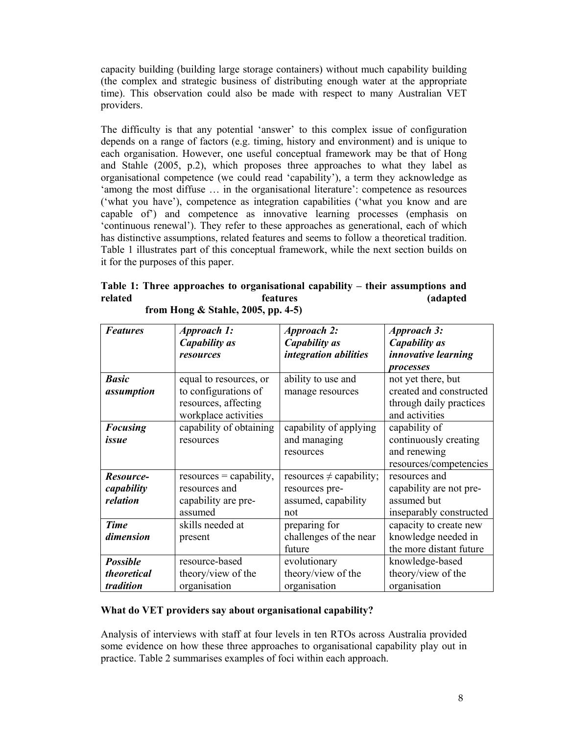capacity building (building large storage containers) without much capability building (the complex and strategic business of distributing enough water at the appropriate time). This observation could also be made with respect to many Australian VET providers.

The difficulty is that any potential 'answer' to this complex issue of configuration depends on a range of factors (e.g. timing, history and environment) and is unique to each organisation. However, one useful conceptual framework may be that of Hong and Stahle (2005, p.2), which proposes three approaches to what they label as organisational competence (we could read 'capability'), a term they acknowledge as 'among the most diffuse … in the organisational literature': competence as resources ('what you have'), competence as integration capabilities ('what you know and are capable of') and competence as innovative learning processes (emphasis on 'continuous renewal'). They refer to these approaches as generational, each of which has distinctive assumptions, related features and seems to follow a theoretical tradition. Table 1 illustrates part of this conceptual framework, while the next section builds on it for the purposes of this paper.

**Table 1: Three approaches to organisational capability – their assumptions and related features (adapted from Hong & Stahle, 2005, pp. 4-5)**

| ***Features*** | ***Approach 1: Capability as resources*** | ***Approach 2: Capability as integration abilities*** | ***Approach 3: Capability as innovative learning processes*** |
|---|---|---|---|
| ***Basic assumption*** | equal to resources, or to configurations of resources, affecting workplace activities | ability to use and manage resources | not yet there, but created and constructed through daily practices and activities |
| ***Focusing issue*** | capability of obtaining resources | capability of applying and managing resources | capability of continuously creating and renewing resources/competencies |
| ***Resource-capability relation*** | resources = capability, resources and capability are pre-assumed | resources ≠ capability; resources pre-assumed, capability not | resources and capability are not pre-assumed but inseparably constructed |
| ***Time dimension*** | skills needed at present | preparing for challenges of the near future | capacity to create new knowledge needed in the more distant future |
| ***Possible theoretical tradition*** | resource-based theory/view of the organisation | evolutionary theory/view of the organisation | knowledge-based theory/view of the organisation |

## What do VET providers say about organisational capability?

Analysis of interviews with staff at four levels in ten RTOs across Australia provided some evidence on how these three approaches to organisational capability play out in practice. Table 2 summarises examples of foci within each approach.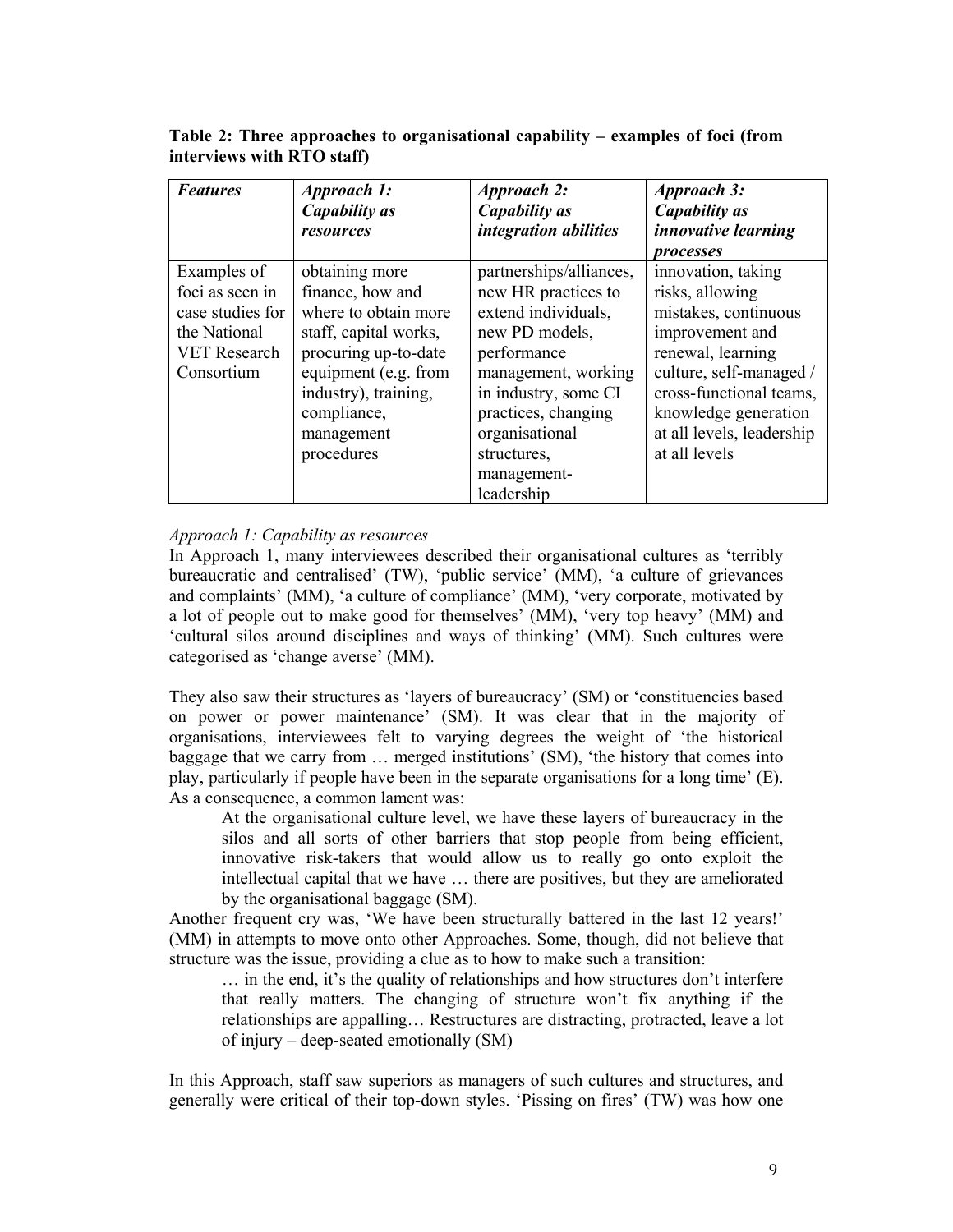**Table 2: Three approaches to organisational capability – examples of foci (from interviews with RTO staff)**

| *Features* | *Approach 1: Capability as resources* | *Approach 2: Capability as integration abilities* | *Approach 3: Capability as innovative learning processes* |
|---|---|---|---|
| Examples of foci as seen in case studies for the National VET Research Consortium | obtaining more finance, how and where to obtain more staff, capital works, procuring up-to-date equipment (e.g. from industry), training, compliance, management procedures | partnerships/alliances, new HR practices to extend individuals, new PD models, performance management, working in industry, some CI practices, changing organisational structures, management-leadership | innovation, taking risks, allowing mistakes, continuous improvement and renewal, learning culture, self-managed / cross-functional teams, knowledge generation at all levels, leadership at all levels |

*Approach 1: Capability as resources*

In Approach 1, many interviewees described their organisational cultures as 'terribly bureaucratic and centralised' (TW), 'public service' (MM), 'a culture of grievances and complaints' (MM), 'a culture of compliance' (MM), 'very corporate, motivated by a lot of people out to make good for themselves' (MM), 'very top heavy' (MM) and 'cultural silos around disciplines and ways of thinking' (MM). Such cultures were categorised as 'change averse' (MM).

They also saw their structures as 'layers of bureaucracy' (SM) or 'constituencies based on power or power maintenance' (SM). It was clear that in the majority of organisations, interviewees felt to varying degrees the weight of 'the historical baggage that we carry from … merged institutions' (SM), 'the history that comes into play, particularly if people have been in the separate organisations for a long time' (E). As a consequence, a common lament was:

> At the organisational culture level, we have these layers of bureaucracy in the silos and all sorts of other barriers that stop people from being efficient, innovative risk-takers that would allow us to really go onto exploit the intellectual capital that we have … there are positives, but they are ameliorated by the organisational baggage (SM).

Another frequent cry was, 'We have been structurally battered in the last 12 years!' (MM) in attempts to move onto other Approaches. Some, though, did not believe that structure was the issue, providing a clue as to how to make such a transition:

> … in the end, it's the quality of relationships and how structures don't interfere that really matters. The changing of structure won't fix anything if the relationships are appalling… Restructures are distracting, protracted, leave a lot of injury – deep-seated emotionally (SM)

In this Approach, staff saw superiors as managers of such cultures and structures, and generally were critical of their top-down styles. 'Pissing on fires' (TW) was how one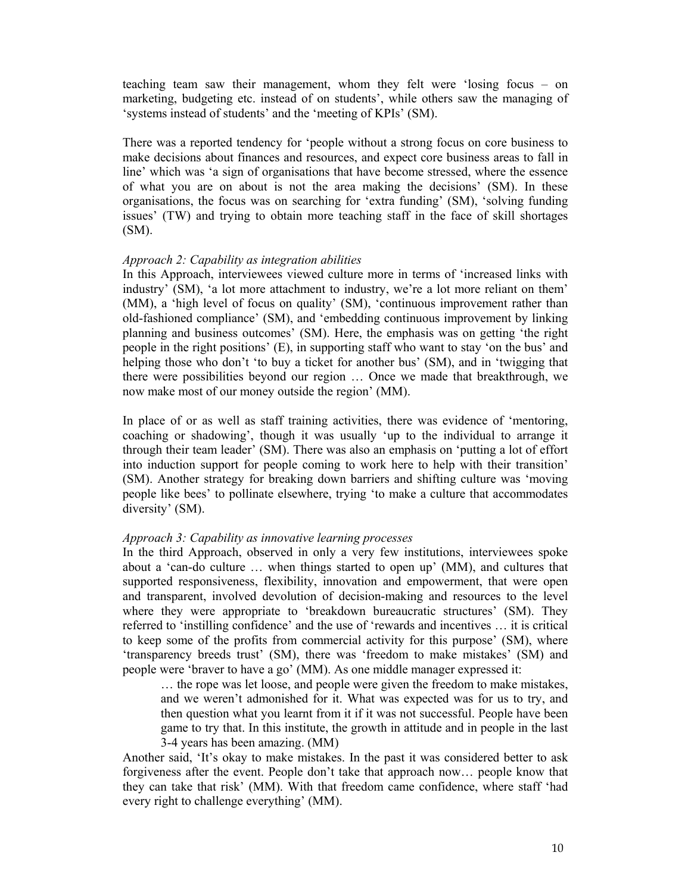teaching team saw their management, whom they felt were 'losing focus – on marketing, budgeting etc. instead of on students', while others saw the managing of 'systems instead of students' and the 'meeting of KPIs' (SM).

There was a reported tendency for 'people without a strong focus on core business to make decisions about finances and resources, and expect core business areas to fall in line' which was 'a sign of organisations that have become stressed, where the essence of what you are on about is not the area making the decisions' (SM). In these organisations, the focus was on searching for 'extra funding' (SM), 'solving funding issues' (TW) and trying to obtain more teaching staff in the face of skill shortages (SM).

*Approach 2: Capability as integration abilities*

In this Approach, interviewees viewed culture more in terms of 'increased links with industry' (SM), 'a lot more attachment to industry, we're a lot more reliant on them' (MM), a 'high level of focus on quality' (SM), 'continuous improvement rather than old-fashioned compliance' (SM), and 'embedding continuous improvement by linking planning and business outcomes' (SM). Here, the emphasis was on getting 'the right people in the right positions' (E), in supporting staff who want to stay 'on the bus' and helping those who don't 'to buy a ticket for another bus' (SM), and in 'twigging that there were possibilities beyond our region … Once we made that breakthrough, we now make most of our money outside the region' (MM).

In place of or as well as staff training activities, there was evidence of 'mentoring, coaching or shadowing', though it was usually 'up to the individual to arrange it through their team leader' (SM). There was also an emphasis on 'putting a lot of effort into induction support for people coming to work here to help with their transition' (SM). Another strategy for breaking down barriers and shifting culture was 'moving people like bees' to pollinate elsewhere, trying 'to make a culture that accommodates diversity' (SM).

*Approach 3: Capability as innovative learning processes*

In the third Approach, observed in only a very few institutions, interviewees spoke about a 'can-do culture … when things started to open up' (MM), and cultures that supported responsiveness, flexibility, innovation and empowerment, that were open and transparent, involved devolution of decision-making and resources to the level where they were appropriate to 'breakdown bureaucratic structures' (SM). They referred to 'instilling confidence' and the use of 'rewards and incentives … it is critical to keep some of the profits from commercial activity for this purpose' (SM), where 'transparency breeds trust' (SM), there was 'freedom to make mistakes' (SM) and people were 'braver to have a go' (MM). As one middle manager expressed it:

> … the rope was let loose, and people were given the freedom to make mistakes, and we weren't admonished for it. What was expected was for us to try, and then question what you learnt from it if it was not successful. People have been game to try that. In this institute, the growth in attitude and in people in the last 3-4 years has been amazing. (MM)

Another said, 'It's okay to make mistakes. In the past it was considered better to ask forgiveness after the event. People don't take that approach now… people know that they can take that risk' (MM). With that freedom came confidence, where staff 'had every right to challenge everything' (MM).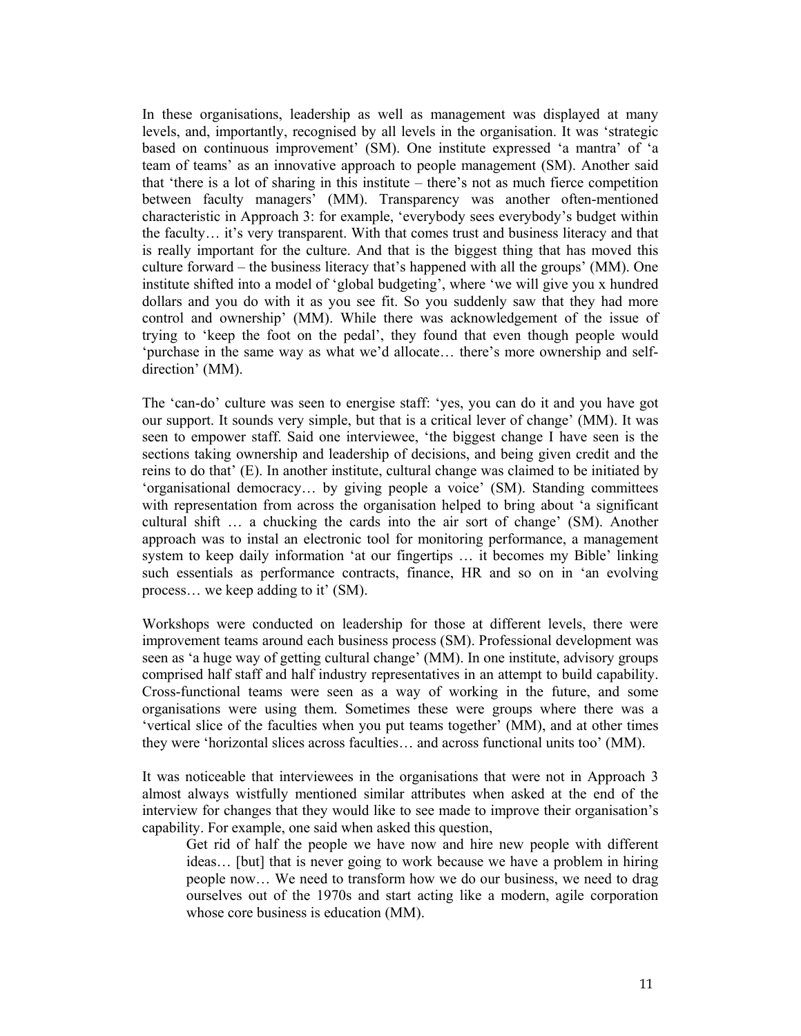In these organisations, leadership as well as management was displayed at many levels, and, importantly, recognised by all levels in the organisation. It was 'strategic based on continuous improvement' (SM). One institute expressed 'a mantra' of 'a team of teams' as an innovative approach to people management (SM). Another said that 'there is a lot of sharing in this institute – there's not as much fierce competition between faculty managers' (MM). Transparency was another often-mentioned characteristic in Approach 3: for example, 'everybody sees everybody's budget within the faculty… it's very transparent. With that comes trust and business literacy and that is really important for the culture. And that is the biggest thing that has moved this culture forward – the business literacy that's happened with all the groups' (MM). One institute shifted into a model of 'global budgeting', where 'we will give you x hundred dollars and you do with it as you see fit. So you suddenly saw that they had more control and ownership' (MM). While there was acknowledgement of the issue of trying to 'keep the foot on the pedal', they found that even though people would 'purchase in the same way as what we'd allocate… there's more ownership and self-direction' (MM).

The 'can-do' culture was seen to energise staff: 'yes, you can do it and you have got our support. It sounds very simple, but that is a critical lever of change' (MM). It was seen to empower staff. Said one interviewee, 'the biggest change I have seen is the sections taking ownership and leadership of decisions, and being given credit and the reins to do that' (E). In another institute, cultural change was claimed to be initiated by 'organisational democracy… by giving people a voice' (SM). Standing committees with representation from across the organisation helped to bring about 'a significant cultural shift … a chucking the cards into the air sort of change' (SM). Another approach was to instal an electronic tool for monitoring performance, a management system to keep daily information 'at our fingertips … it becomes my Bible' linking such essentials as performance contracts, finance, HR and so on in 'an evolving process… we keep adding to it' (SM).

Workshops were conducted on leadership for those at different levels, there were improvement teams around each business process (SM). Professional development was seen as 'a huge way of getting cultural change' (MM). In one institute, advisory groups comprised half staff and half industry representatives in an attempt to build capability. Cross-functional teams were seen as a way of working in the future, and some organisations were using them. Sometimes these were groups where there was a 'vertical slice of the faculties when you put teams together' (MM), and at other times they were 'horizontal slices across faculties… and across functional units too' (MM).

It was noticeable that interviewees in the organisations that were not in Approach 3 almost always wistfully mentioned similar attributes when asked at the end of the interview for changes that they would like to see made to improve their organisation's capability. For example, one said when asked this question,

> Get rid of half the people we have now and hire new people with different ideas… [but] that is never going to work because we have a problem in hiring people now… We need to transform how we do our business, we need to drag ourselves out of the 1970s and start acting like a modern, agile corporation whose core business is education (MM).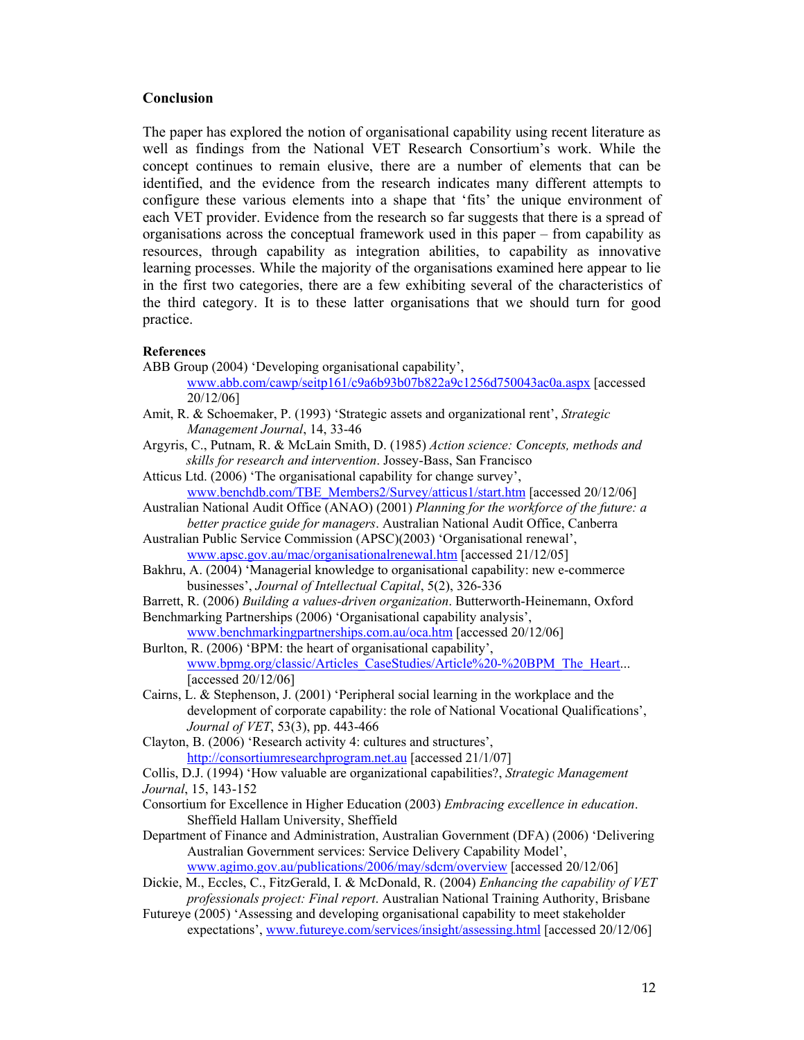## Conclusion

The paper has explored the notion of organisational capability using recent literature as well as findings from the National VET Research Consortium's work. While the concept continues to remain elusive, there are a number of elements that can be identified, and the evidence from the research indicates many different attempts to configure these various elements into a shape that 'fits' the unique environment of each VET provider. Evidence from the research so far suggests that there is a spread of organisations across the conceptual framework used in this paper – from capability as resources, through capability as integration abilities, to capability as innovative learning processes. While the majority of the organisations examined here appear to lie in the first two categories, there are a few exhibiting several of the characteristics of the third category. It is to these latter organisations that we should turn for good practice.

### References

ABB Group (2004) 'Developing organisational capability', www.abb.com/cawp/seitp161/c9a6b93b07b822a9c1256d750043ac0a.aspx [accessed 20/12/06]

Amit, R. & Schoemaker, P. (1993) 'Strategic assets and organizational rent', *Strategic Management Journal*, 14, 33-46

Argyris, C., Putnam, R. & McLain Smith, D. (1985) *Action science: Concepts, methods and skills for research and intervention*. Jossey-Bass, San Francisco

Atticus Ltd. (2006) 'The organisational capability for change survey', www.benchdb.com/TBE_Members2/Survey/atticus1/start.htm [accessed 20/12/06]

Australian National Audit Office (ANAO) (2001) *Planning for the workforce of the future: a better practice guide for managers*. Australian National Audit Office, Canberra

Australian Public Service Commission (APSC)(2003) 'Organisational renewal', www.apsc.gov.au/mac/organisationalrenewal.htm [accessed 21/12/05]

Bakhru, A. (2004) 'Managerial knowledge to organisational capability: new e-commerce businesses', *Journal of Intellectual Capital*, 5(2), 326-336

Barrett, R. (2006) *Building a values-driven organization*. Butterworth-Heinemann, Oxford

Benchmarking Partnerships (2006) 'Organisational capability analysis', www.benchmarkingpartnerships.com.au/oca.htm [accessed 20/12/06]

Burlton, R. (2006) 'BPM: the heart of organisational capability', www.bpmg.org/classic/Articles_CaseStudies/Article%20-%20BPM_The_Heart... [accessed 20/12/06]

Cairns, L. & Stephenson, J. (2001) 'Peripheral social learning in the workplace and the development of corporate capability: the role of National Vocational Qualifications', *Journal of VET*, 53(3), pp. 443-466

Clayton, B. (2006) 'Research activity 4: cultures and structures', http://consortiumresearchprogram.net.au [accessed 21/1/07]

Collis, D.J. (1994) 'How valuable are organizational capabilities?, *Strategic Management Journal*, 15, 143-152

Consortium for Excellence in Higher Education (2003) *Embracing excellence in education*. Sheffield Hallam University, Sheffield

Department of Finance and Administration, Australian Government (DFA) (2006) 'Delivering Australian Government services: Service Delivery Capability Model', www.agimo.gov.au/publications/2006/may/sdcm/overview [accessed 20/12/06]

Dickie, M., Eccles, C., FitzGerald, I. & McDonald, R. (2004) *Enhancing the capability of VET professionals project: Final report*. Australian National Training Authority, Brisbane

Futureye (2005) 'Assessing and developing organisational capability to meet stakeholder expectations', www.futureye.com/services/insight/assessing.html [accessed 20/12/06]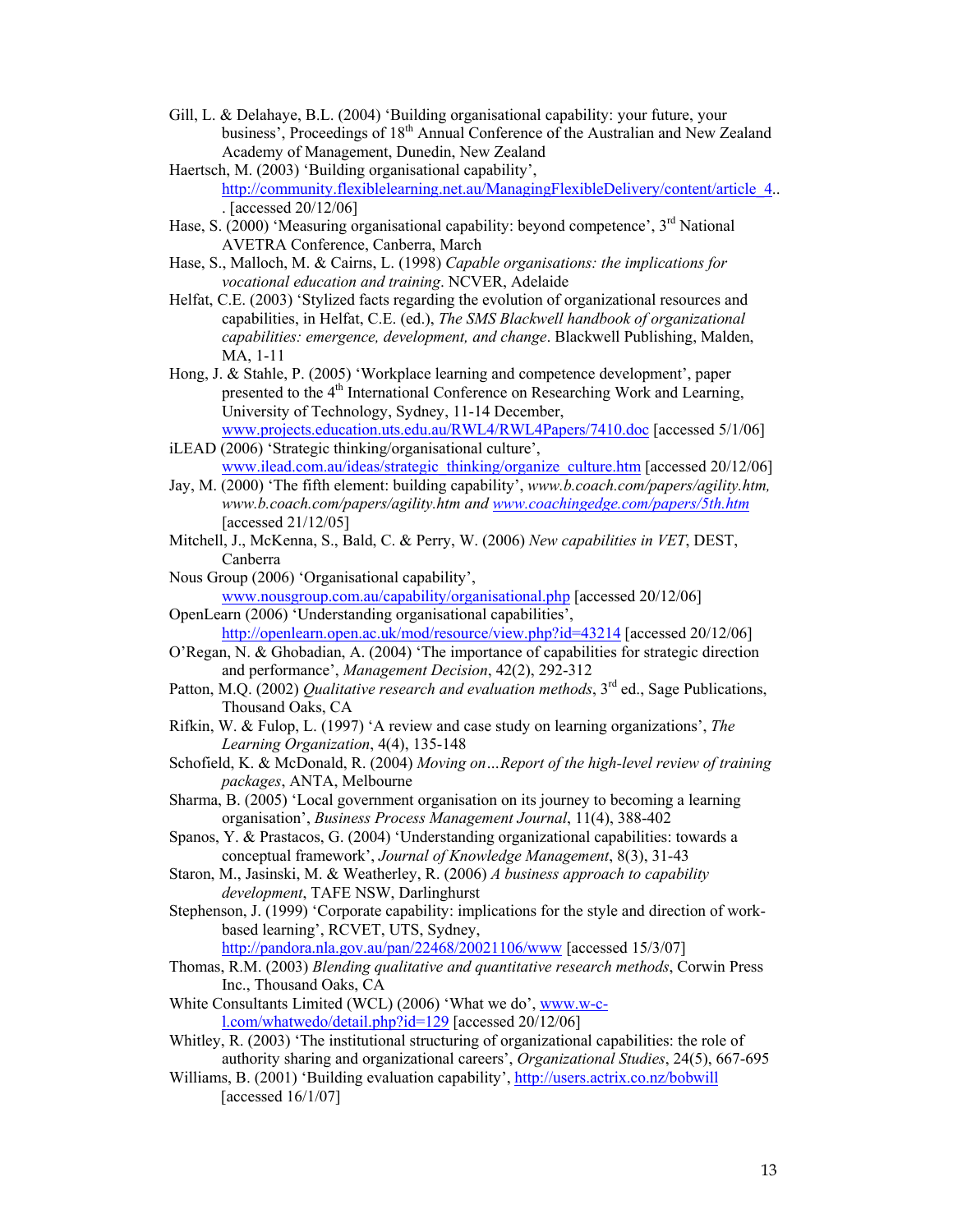Gill, L. & Delahaye, B.L. (2004) 'Building organisational capability: your future, your business', Proceedings of 18th Annual Conference of the Australian and New Zealand Academy of Management, Dunedin, New Zealand

Haertsch, M. (2003) 'Building organisational capability', http://community.flexiblelearning.net.au/ManagingFlexibleDelivery/content/article_4... [accessed 20/12/06]

Hase, S. (2000) 'Measuring organisational capability: beyond competence', 3rd National AVETRA Conference, Canberra, March

Hase, S., Malloch, M. & Cairns, L. (1998) *Capable organisations: the implications for vocational education and training*. NCVER, Adelaide

Helfat, C.E. (2003) 'Stylized facts regarding the evolution of organizational resources and capabilities, in Helfat, C.E. (ed.), *The SMS Blackwell handbook of organizational capabilities: emergence, development, and change*. Blackwell Publishing, Malden, MA, 1-11

Hong, J. & Stahle, P. (2005) 'Workplace learning and competence development', paper presented to the 4th International Conference on Researching Work and Learning, University of Technology, Sydney, 11-14 December, www.projects.education.uts.edu.au/RWL4/RWL4Papers/7410.doc [accessed 5/1/06]

iLEAD (2006) 'Strategic thinking/organisational culture', www.ilead.com.au/ideas/strategic_thinking/organize_culture.htm [accessed 20/12/06]

Jay, M. (2000) 'The fifth element: building capability', *www.b.coach.com/papers/agility.htm, www.b.coach.com/papers/agility.htm and www.coachingedge.com/papers/5th.htm* [accessed 21/12/05]

Mitchell, J., McKenna, S., Bald, C. & Perry, W. (2006) *New capabilities in VET*, DEST, Canberra

Nous Group (2006) 'Organisational capability', www.nousgroup.com.au/capability/organisational.php [accessed 20/12/06]

OpenLearn (2006) 'Understanding organisational capabilities', http://openlearn.open.ac.uk/mod/resource/view.php?id=43214 [accessed 20/12/06]

O'Regan, N. & Ghobadian, A. (2004) 'The importance of capabilities for strategic direction and performance', *Management Decision*, 42(2), 292-312

Patton, M.Q. (2002) *Qualitative research and evaluation methods*, 3rd ed., Sage Publications, Thousand Oaks, CA

Rifkin, W. & Fulop, L. (1997) 'A review and case study on learning organizations', *The Learning Organization*, 4(4), 135-148

Schofield, K. & McDonald, R. (2004) *Moving on…Report of the high-level review of training packages*, ANTA, Melbourne

Sharma, B. (2005) 'Local government organisation on its journey to becoming a learning organisation', *Business Process Management Journal*, 11(4), 388-402

Spanos, Y. & Prastacos, G. (2004) 'Understanding organizational capabilities: towards a conceptual framework', *Journal of Knowledge Management*, 8(3), 31-43

Staron, M., Jasinski, M. & Weatherley, R. (2006) *A business approach to capability development*, TAFE NSW, Darlinghurst

Stephenson, J. (1999) 'Corporate capability: implications for the style and direction of work-based learning', RCVET, UTS, Sydney, http://pandora.nla.gov.au/pan/22468/20021106/www [accessed 15/3/07]

Thomas, R.M. (2003) *Blending qualitative and quantitative research methods*, Corwin Press Inc., Thousand Oaks, CA

White Consultants Limited (WCL) (2006) 'What we do', www.w-c-l.com/whatwedo/detail.php?id=129 [accessed 20/12/06]

Whitley, R. (2003) 'The institutional structuring of organizational capabilities: the role of authority sharing and organizational careers', *Organizational Studies*, 24(5), 667-695

Williams, B. (2001) 'Building evaluation capability', http://users.actrix.co.nz/bobwill [accessed 16/1/07]